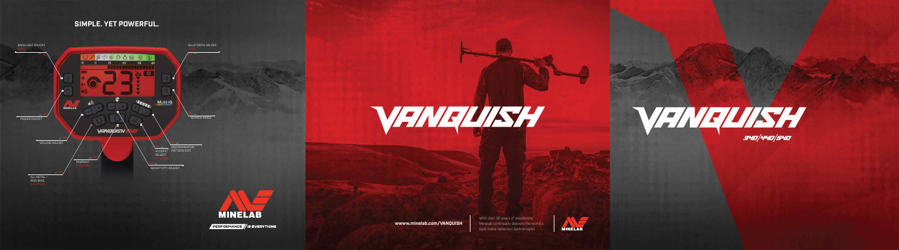## SIMPLE. YET POWERFUL.

BACKLIGHT ON/OFF

BLUETOOTH ON/OFF

POWER ON/OFF

SEARCH MODE

VOLUME ADJUST

DISCRIMINATION PATTERN EDIT

ACCEPT/REJECT

PINPOINT

SENSITIVITY ADJUST

ALL METAL / IRON BIAS

MINELAB

PERFORMANCE IS EVERYTHING

# VANQUISH

wwww.minelab.com/VANQUISH

With over 30 years of excellence, Minelab continually delivers the world's best metal detection technologies.

MINELAB

# VANQUISH

340/440/540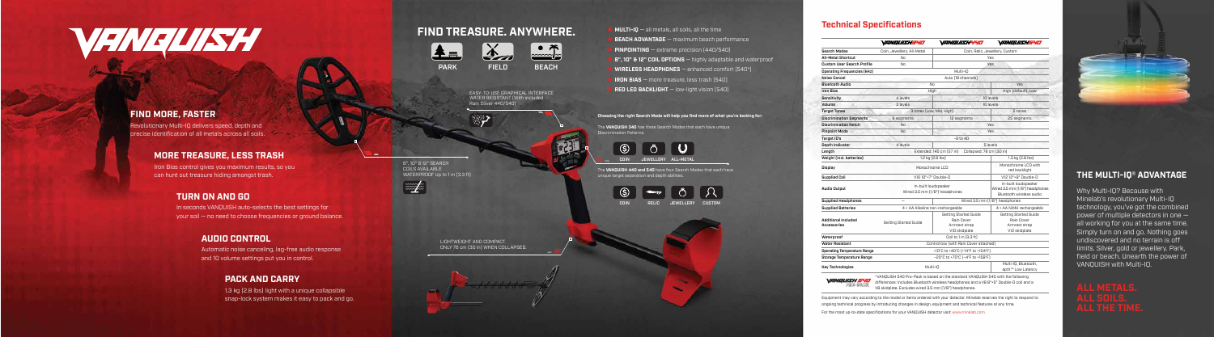# VANQUISH

## FIND MORE, FASTER

Revolutionary Multi-IQ delivers speed, depth and precise identification of all metals across all soils.

## MORE TREASURE, LESS TRASH

Iron Bias control gives you maximum results, so you can hunt out treasure hiding amongst trash.

## TURN ON AND GO

In seconds VANQUISH auto-selects the best settings for your soil — no need to choose frequencies or ground balance.

## AUDIO CONTROL

Automatic noise canceling, lag-free audio response and 10 volume settings put you in control.

## PACK AND CARRY

1.3 kg (2.8 lbs) light with a unique collapsible snap-lock system makes it easy to pack and go.

# FIND TREASURE. ANYWHERE.

PARK FIELD BEACH

EASY-TO-USE GRAPHICAL INTERFACE WATER RESISTANT (With included Rain Cover 440/540)

6", 10" & 12" SEARCH COILS AVAILABLE WATERPROOF Up to 1 m (3.3 ft)

LIGHTWEIGHT AND COMPACT, ONLY 76 cm (30 in) WHEN COLLAPSED.

- **MULTI-IQ** — all metals, all soils, all the time
- **BEACH ADVANTAGE** — maximum beach performance
- **PINPOINTING** — extreme precision (440/540)
- **6", 10" & 12" COIL OPTIONS** — highly adaptable and waterproof
- **WIRELESS HEADPHONES** — enhanced comfort (540\*)
- **IRON BIAS** — more treasure, less trash (540)
- **RED LED BACKLIGHT** — low-light vision (540)

**Choosing the right Search Mode will help you find more of what you're looking for.**

The **VANQUISH 340** has three Search Modes that each have unique Discrimination Patterns.

COIN JEWELLERY ALL-METAL

The **VANQUISH 440 and 540** have four Search Modes that each have unique target separation and depth abilities.

COIN RELIC JEWELLERY CUSTOM

## Technical Specifications

| | VANQUISH 340 | VANQUISH 440 | VANQUISH 540 |
|---|---|---|---|
| Search Modes | Coin, Jewellery, All-Metal | Coin, Relic, Jewellery, Custom | |
| All-Metal Shortcut | No | Yes | |
| Custom User Search Profile | No | Yes | |
| Operating Frequencies (kHz) | Multi-IQ | | |
| Noise Cancel | Auto (9 channels) | | |
| Bluetooth Audio | No | | Yes |
| Iron Bias | High | | High (Default), Low |
| Sensitivity | 4 levels | 10 levels | |
| Volume | 3 levels | 10 levels | |
| Target Tones | 3 tones (Low, Mid, High) | | 5 tones |
| Discrimination Segments | 6 segments | 12 segments | 25 segments |
| Discrimination Notch | No | Yes | |
| Pinpoint Mode | No | Yes | |
| Target ID's | -9 to 40 | | |
| Depth Indicator | 4 levels | 5 levels | |
| Length | Extended: 145 cm (57 in) Collapsed: 76 cm (30 in) | | |
| Weight (incl. batteries) | 1.2 kg (2.6 lbs) | | 1.3 kg (2.8 lbs) |
| Display | Monochrome LCD | | Monochrome LCD with red backlight |
| Supplied Coil | V10 10"×7" Double-D | | V12 12"×9" Double-D |
| Audio Output | In-built loudspeaker Wired 3.5 mm (1/8") headphones | | In-built loudspeaker Wired 3.5 mm (1/8") headphones Bluetooth wireless audio |
| Supplied Headphones | — | Wired 3.5 mm (1/8") headphones | |
| Supplied Batteries | 4 × AA Alkaline non-rechargeable | | 4 × AA NiMH rechargeable |
| Additional Included Accessories | Getting Started Guide | Getting Started Guide Rain Cover Armrest strap V10 skidplate | Getting Started Guide Rain Cover Armrest strap V12 skidplate |
| Waterproof | Coil to 1 m (3.3 ft) | | |
| Water Resistant | Control box (with Rain Cover attached) | | |
| Operating Temperature Range | -10°C to +40°C (+14°F to +104°F) | | |
| Storage Temperature Range | -20°C to +70°C (-4°F to +158°F) | | |
| Key Technologies | Multi-IQ | | Multi-IQ, Bluetooth, aptX™ Low Latency |

VANQUISH 540 PRO-PACK \*VANQUISH 540 Pro-Pack is based on the standard VANQUISH 540 with the following differences: includes Bluetooth wireless headphones and a V8 8"×5" Double-D coil and a V8 skidplate. Excludes wired 3.5 mm (1/8") headphones.

Equipment may vary according to the model or items ordered with your detector. Minelab reserves the right to respond to ongoing technical progress by introducing changes in design, equipment and technical features at any time.

For the most up-to-date specifications for your VANQUISH detector visit www.minelab.com

## THE MULTI-IQ® ADVANTAGE

Why Multi-IQ? Because with Minelab's revolutionary Multi-IQ technology, you've got the combined power of multiple detectors in one — all working for you at the same time. Simply turn on and go. Nothing goes undiscovered and no terrain is off limits. Silver, gold or jewellery. Park, field or beach. Unearth the power of VANQUISH with Multi-IQ.

**ALL METALS. ALL SOILS. ALL THE TIME.**